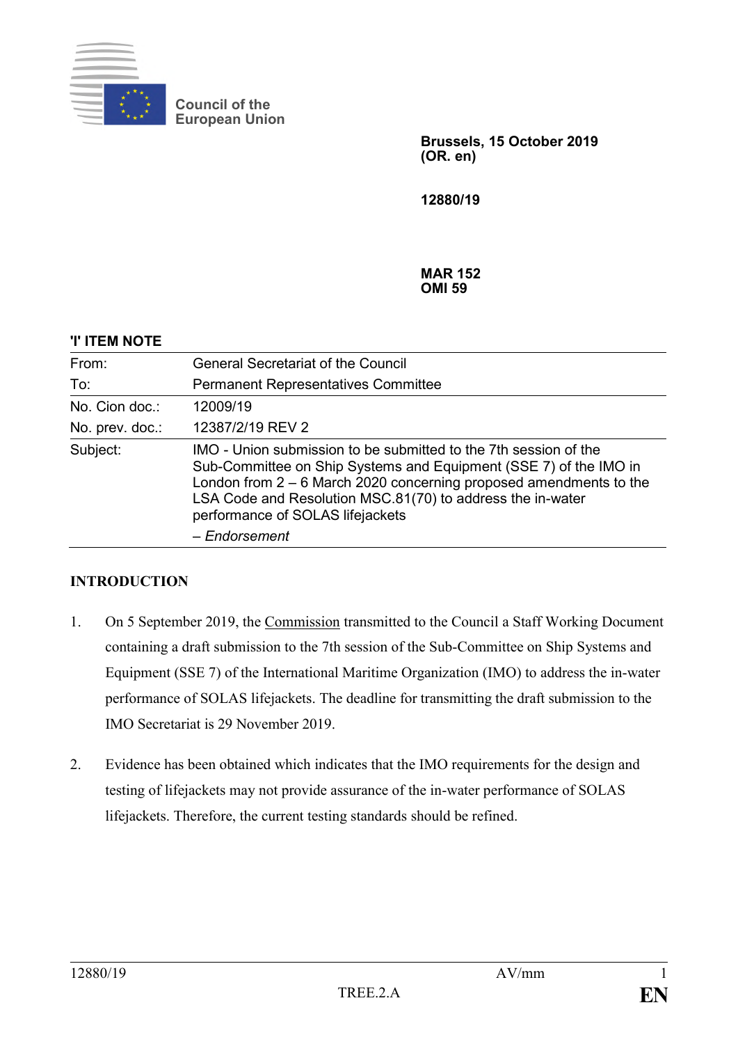Council of the European Union

**Brussels, 15 October 2019**
**(OR. en)**

**12880/19**

**MAR 152**
**OMI 59**

**'I' ITEM NOTE**

| | |
|---|---|
| From: | General Secretariat of the Council |
| To: | Permanent Representatives Committee |
| No. Cion doc.: | 12009/19 |
| No. prev. doc.: | 12387/2/19 REV 2 |
| Subject: | IMO - Union submission to be submitted to the 7th session of the Sub-Committee on Ship Systems and Equipment (SSE 7) of the IMO in London from 2 – 6 March 2020 concerning proposed amendments to the LSA Code and Resolution MSC.81(70) to address the in-water performance of SOLAS lifejackets<br>– *Endorsement* |

**INTRODUCTION**

1. On 5 September 2019, the Commission transmitted to the Council a Staff Working Document containing a draft submission to the 7th session of the Sub-Committee on Ship Systems and Equipment (SSE 7) of the International Maritime Organization (IMO) to address the in-water performance of SOLAS lifejackets. The deadline for transmitting the draft submission to the IMO Secretariat is 29 November 2019.

2. Evidence has been obtained which indicates that the IMO requirements for the design and testing of lifejackets may not provide assurance of the in-water performance of SOLAS lifejackets. Therefore, the current testing standards should be refined.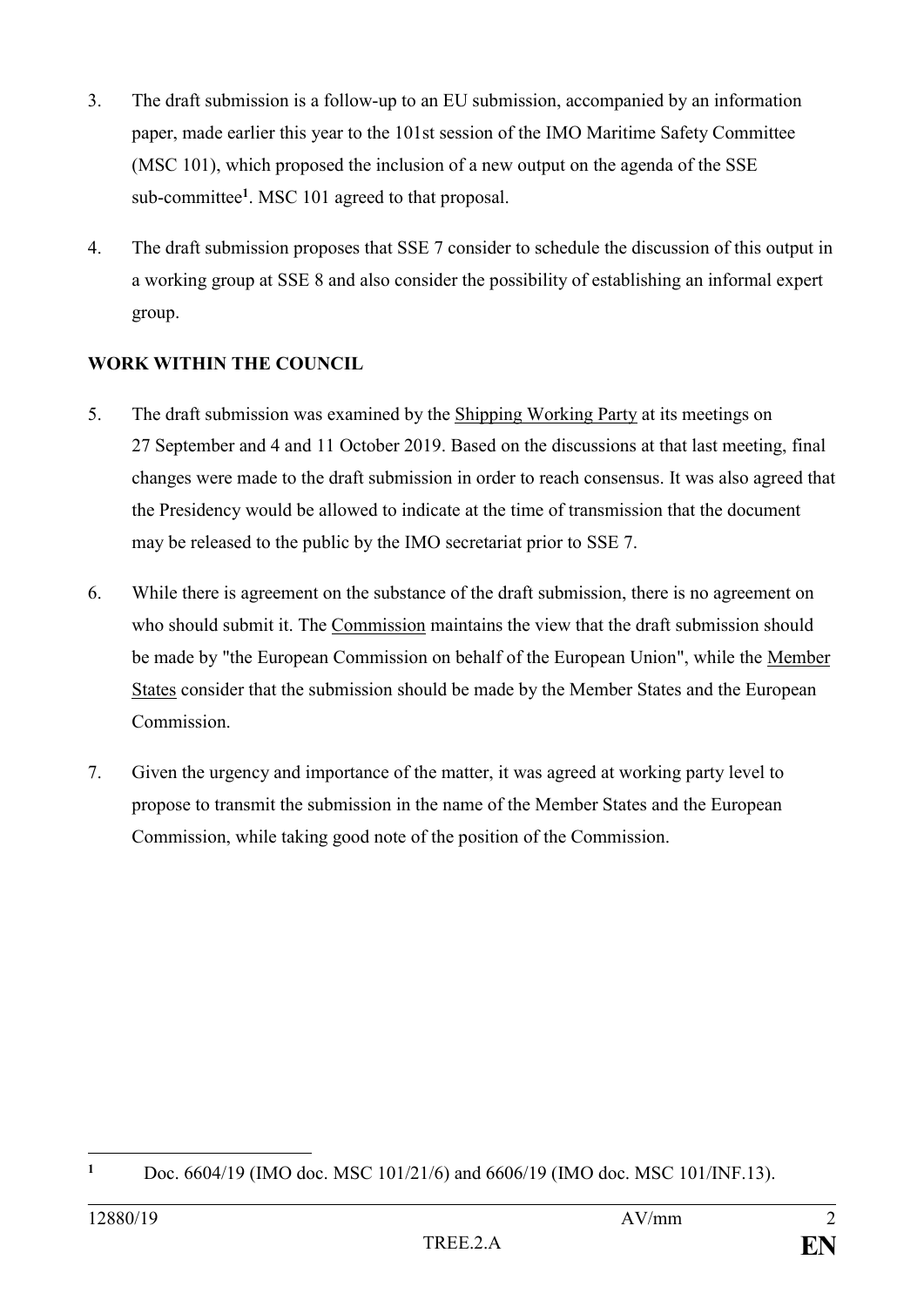3. The draft submission is a follow-up to an EU submission, accompanied by an information paper, made earlier this year to the 101st session of the IMO Maritime Safety Committee (MSC 101), which proposed the inclusion of a new output on the agenda of the SSE sub-committee[1]. MSC 101 agreed to that proposal.

4. The draft submission proposes that SSE 7 consider to schedule the discussion of this output in a working group at SSE 8 and also consider the possibility of establishing an informal expert group.

**WORK WITHIN THE COUNCIL**

5. The draft submission was examined by the Shipping Working Party at its meetings on 27 September and 4 and 11 October 2019. Based on the discussions at that last meeting, final changes were made to the draft submission in order to reach consensus. It was also agreed that the Presidency would be allowed to indicate at the time of transmission that the document may be released to the public by the IMO secretariat prior to SSE 7.

6. While there is agreement on the substance of the draft submission, there is no agreement on who should submit it. The Commission maintains the view that the draft submission should be made by "the European Commission on behalf of the European Union", while the Member States consider that the submission should be made by the Member States and the European Commission.

7. Given the urgency and importance of the matter, it was agreed at working party level to propose to transmit the submission in the name of the Member States and the European Commission, while taking good note of the position of the Commission.

[1] Doc. 6604/19 (IMO doc. MSC 101/21/6) and 6606/19 (IMO doc. MSC 101/INF.13).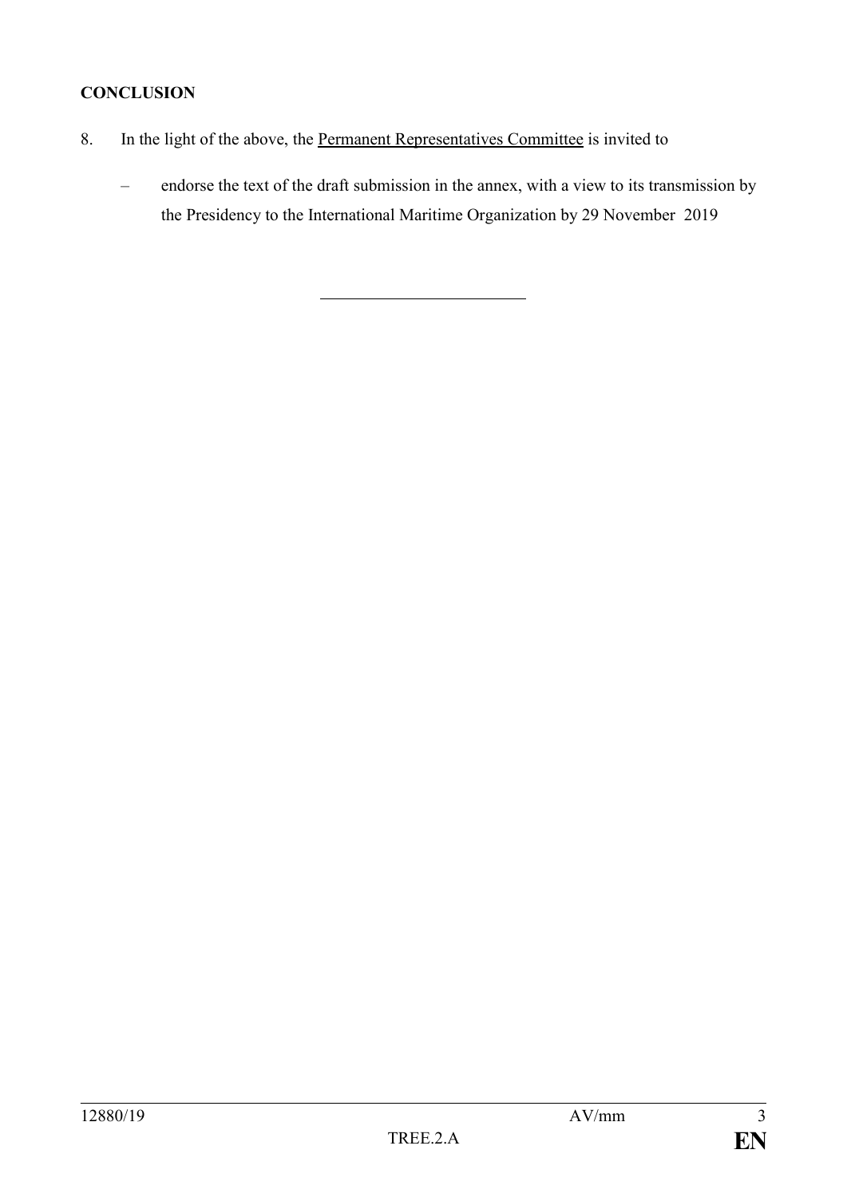**CONCLUSION**

8. In the light of the above, the Permanent Representatives Committee is invited to

   – endorse the text of the draft submission in the annex, with a view to its transmission by the Presidency to the International Maritime Organization by 29 November 2019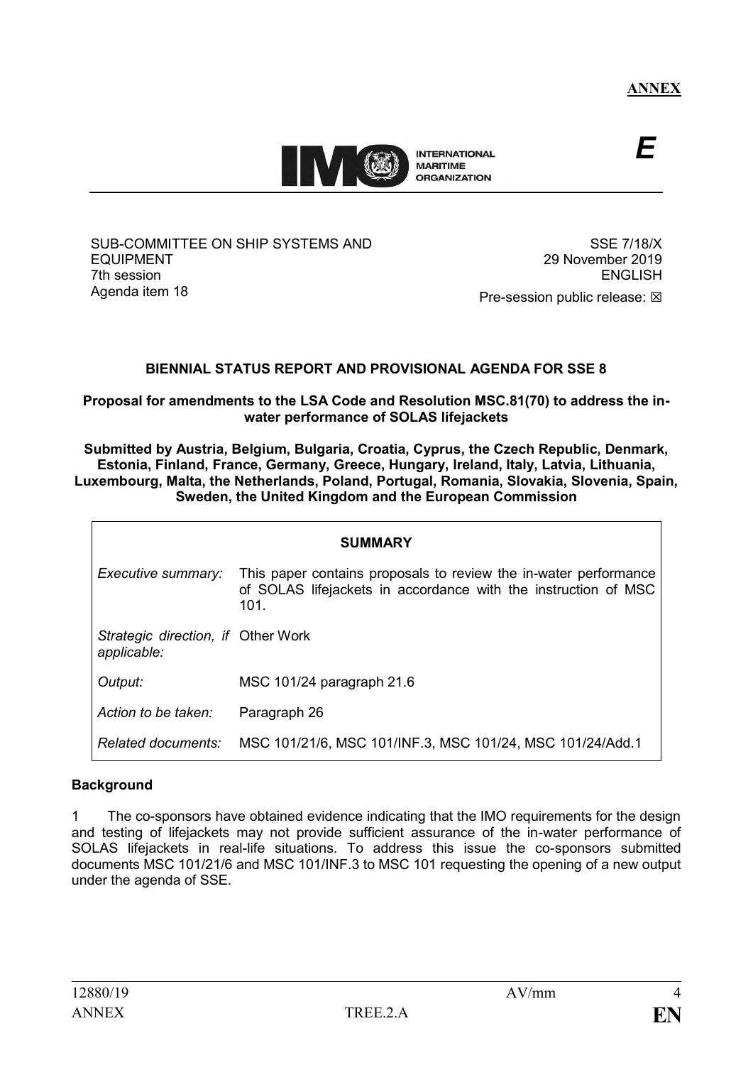**ANNEX**

*E*

INTERNATIONAL MARITIME ORGANIZATION

SUB-COMMITTEE ON SHIP SYSTEMS AND EQUIPMENT
7th session
Agenda item 18

SSE 7/18/X
29 November 2019
ENGLISH
Pre-session public release: ☒

## BIENNIAL STATUS REPORT AND PROVISIONAL AGENDA FOR SSE 8

### Proposal for amendments to the LSA Code and Resolution MSC.81(70) to address the in-water performance of SOLAS lifejackets

**Submitted by Austria, Belgium, Bulgaria, Croatia, Cyprus, the Czech Republic, Denmark, Estonia, Finland, France, Germany, Greece, Hungary, Ireland, Italy, Latvia, Lithuania, Luxembourg, Malta, the Netherlands, Poland, Portugal, Romania, Slovakia, Slovenia, Spain, Sweden, the United Kingdom and the European Commission**

| **SUMMARY** | |
|---|---|
| *Executive summary:* | This paper contains proposals to review the in-water performance of SOLAS lifejackets in accordance with the instruction of MSC 101. |
| *Strategic direction, if applicable:* | Other Work |
| *Output:* | MSC 101/24 paragraph 21.6 |
| *Action to be taken:* | Paragraph 26 |
| *Related documents:* | MSC 101/21/6, MSC 101/INF.3, MSC 101/24, MSC 101/24/Add.1 |

**Background**

1 The co-sponsors have obtained evidence indicating that the IMO requirements for the design and testing of lifejackets may not provide sufficient assurance of the in-water performance of SOLAS lifejackets in real-life situations. To address this issue the co-sponsors submitted documents MSC 101/21/6 and MSC 101/INF.3 to MSC 101 requesting the opening of a new output under the agenda of SSE.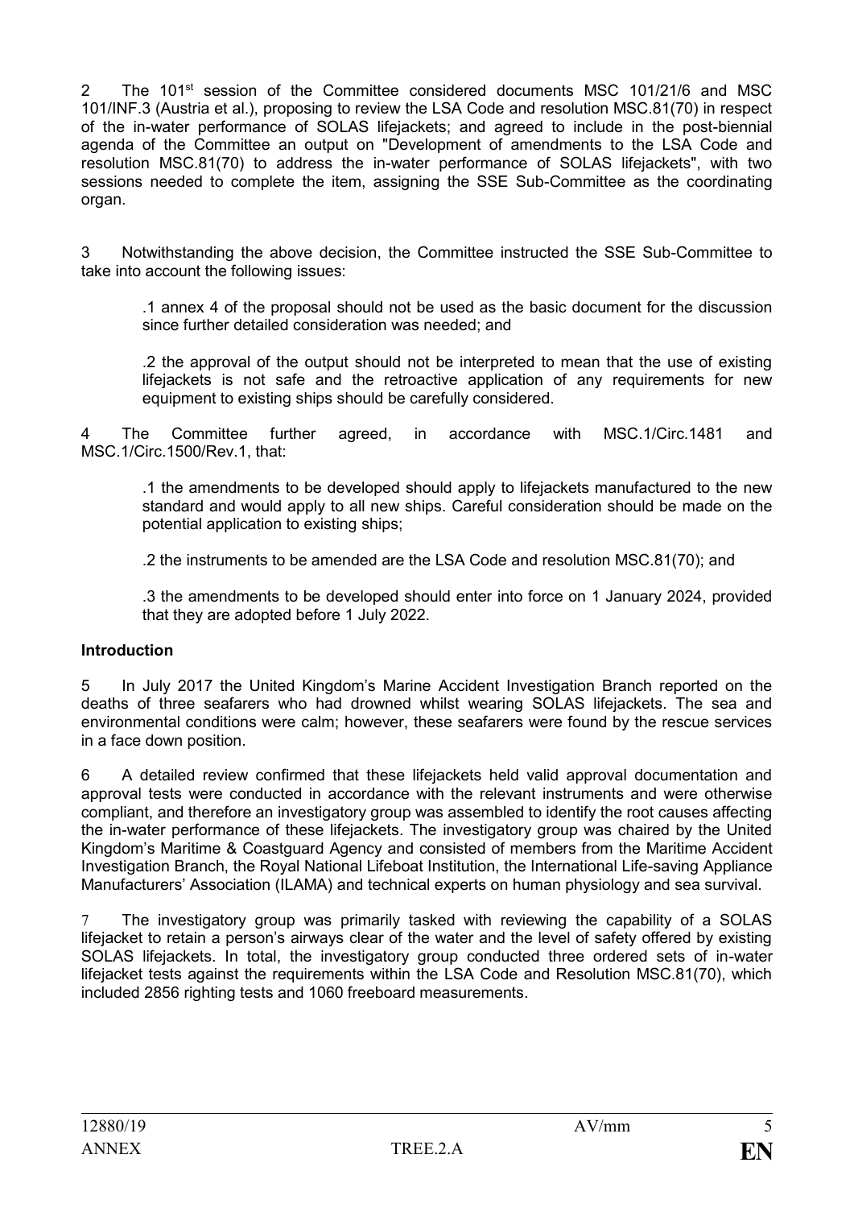2 The 101st session of the Committee considered documents MSC 101/21/6 and MSC 101/INF.3 (Austria et al.), proposing to review the LSA Code and resolution MSC.81(70) in respect of the in-water performance of SOLAS lifejackets; and agreed to include in the post-biennial agenda of the Committee an output on "Development of amendments to the LSA Code and resolution MSC.81(70) to address the in-water performance of SOLAS lifejackets", with two sessions needed to complete the item, assigning the SSE Sub-Committee as the coordinating organ.

3 Notwithstanding the above decision, the Committee instructed the SSE Sub-Committee to take into account the following issues:

> .1 annex 4 of the proposal should not be used as the basic document for the discussion since further detailed consideration was needed; and
>
> .2 the approval of the output should not be interpreted to mean that the use of existing lifejackets is not safe and the retroactive application of any requirements for new equipment to existing ships should be carefully considered.

4 The Committee further agreed, in accordance with MSC.1/Circ.1481 and MSC.1/Circ.1500/Rev.1, that:

> .1 the amendments to be developed should apply to lifejackets manufactured to the new standard and would apply to all new ships. Careful consideration should be made on the potential application to existing ships;
>
> .2 the instruments to be amended are the LSA Code and resolution MSC.81(70); and
>
> .3 the amendments to be developed should enter into force on 1 January 2024, provided that they are adopted before 1 July 2022.

**Introduction**

5 In July 2017 the United Kingdom's Marine Accident Investigation Branch reported on the deaths of three seafarers who had drowned whilst wearing SOLAS lifejackets. The sea and environmental conditions were calm; however, these seafarers were found by the rescue services in a face down position.

6 A detailed review confirmed that these lifejackets held valid approval documentation and approval tests were conducted in accordance with the relevant instruments and were otherwise compliant, and therefore an investigatory group was assembled to identify the root causes affecting the in-water performance of these lifejackets. The investigatory group was chaired by the United Kingdom's Maritime & Coastguard Agency and consisted of members from the Maritime Accident Investigation Branch, the Royal National Lifeboat Institution, the International Life-saving Appliance Manufacturers' Association (ILAMA) and technical experts on human physiology and sea survival.

7 The investigatory group was primarily tasked with reviewing the capability of a SOLAS lifejacket to retain a person's airways clear of the water and the level of safety offered by existing SOLAS lifejackets. In total, the investigatory group conducted three ordered sets of in-water lifejacket tests against the requirements within the LSA Code and Resolution MSC.81(70), which included 2856 righting tests and 1060 freeboard measurements.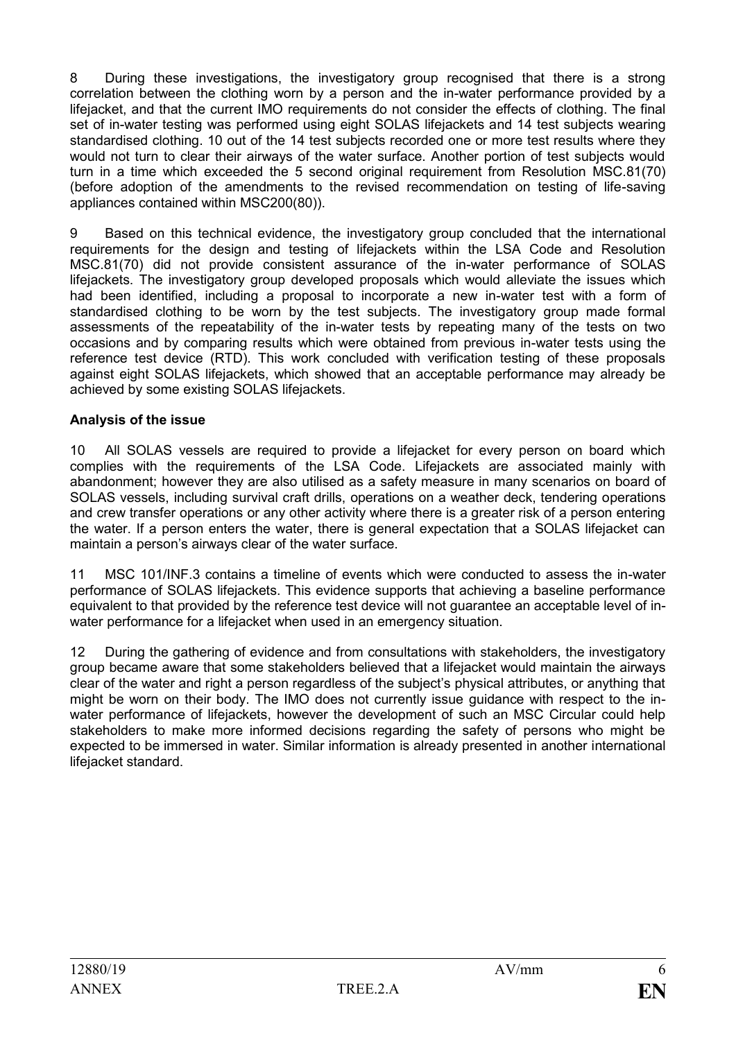8 During these investigations, the investigatory group recognised that there is a strong correlation between the clothing worn by a person and the in-water performance provided by a lifejacket, and that the current IMO requirements do not consider the effects of clothing. The final set of in-water testing was performed using eight SOLAS lifejackets and 14 test subjects wearing standardised clothing. 10 out of the 14 test subjects recorded one or more test results where they would not turn to clear their airways of the water surface. Another portion of test subjects would turn in a time which exceeded the 5 second original requirement from Resolution MSC.81(70) (before adoption of the amendments to the revised recommendation on testing of life-saving appliances contained within MSC200(80)).

9 Based on this technical evidence, the investigatory group concluded that the international requirements for the design and testing of lifejackets within the LSA Code and Resolution MSC.81(70) did not provide consistent assurance of the in-water performance of SOLAS lifejackets. The investigatory group developed proposals which would alleviate the issues which had been identified, including a proposal to incorporate a new in-water test with a form of standardised clothing to be worn by the test subjects. The investigatory group made formal assessments of the repeatability of the in-water tests by repeating many of the tests on two occasions and by comparing results which were obtained from previous in-water tests using the reference test device (RTD). This work concluded with verification testing of these proposals against eight SOLAS lifejackets, which showed that an acceptable performance may already be achieved by some existing SOLAS lifejackets.

**Analysis of the issue**

10 All SOLAS vessels are required to provide a lifejacket for every person on board which complies with the requirements of the LSA Code. Lifejackets are associated mainly with abandonment; however they are also utilised as a safety measure in many scenarios on board of SOLAS vessels, including survival craft drills, operations on a weather deck, tendering operations and crew transfer operations or any other activity where there is a greater risk of a person entering the water. If a person enters the water, there is general expectation that a SOLAS lifejacket can maintain a person's airways clear of the water surface.

11 MSC 101/INF.3 contains a timeline of events which were conducted to assess the in-water performance of SOLAS lifejackets. This evidence supports that achieving a baseline performance equivalent to that provided by the reference test device will not guarantee an acceptable level of in-water performance for a lifejacket when used in an emergency situation.

12 During the gathering of evidence and from consultations with stakeholders, the investigatory group became aware that some stakeholders believed that a lifejacket would maintain the airways clear of the water and right a person regardless of the subject's physical attributes, or anything that might be worn on their body. The IMO does not currently issue guidance with respect to the in-water performance of lifejackets, however the development of such an MSC Circular could help stakeholders to make more informed decisions regarding the safety of persons who might be expected to be immersed in water. Similar information is already presented in another international lifejacket standard.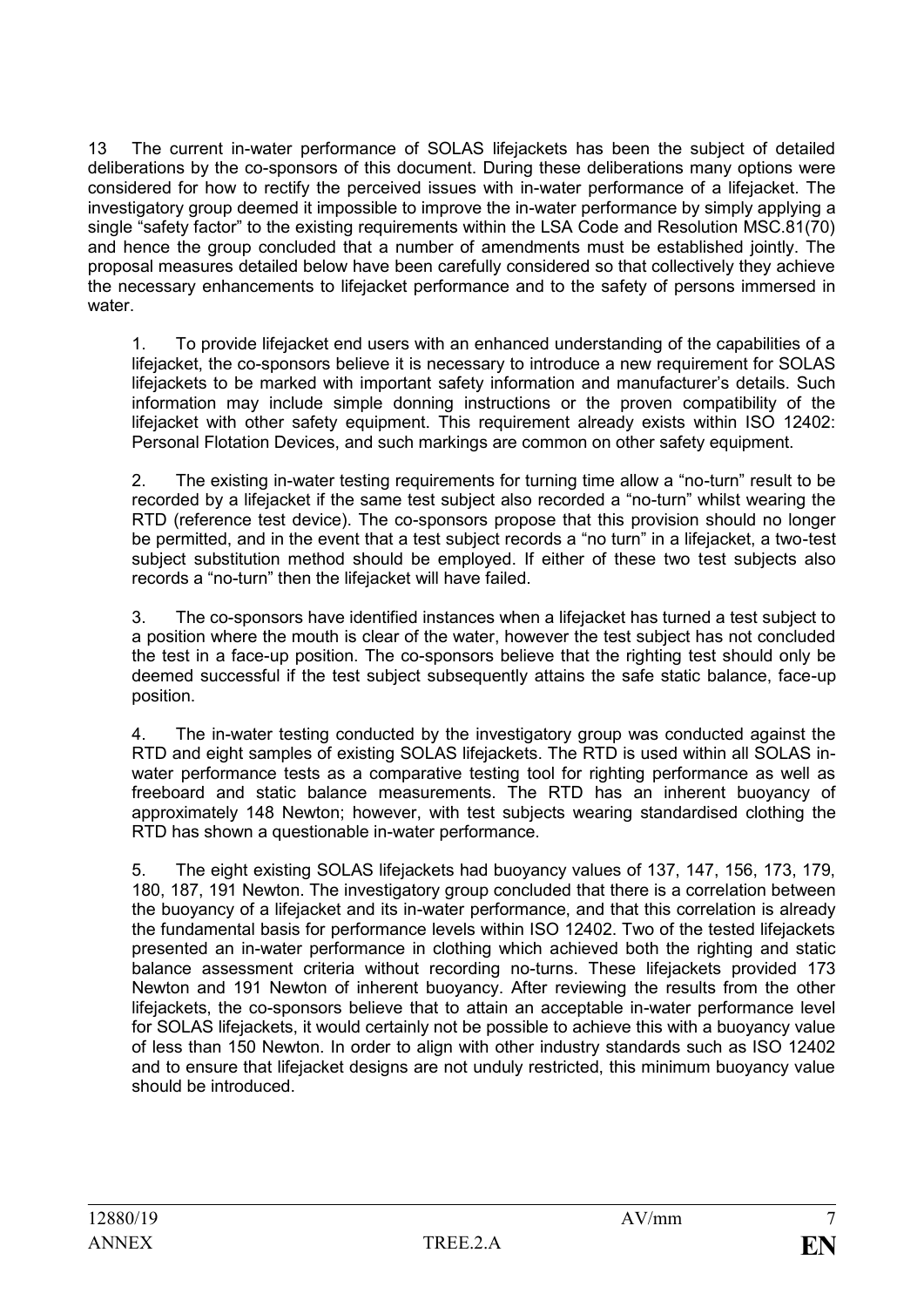13 The current in-water performance of SOLAS lifejackets has been the subject of detailed deliberations by the co-sponsors of this document. During these deliberations many options were considered for how to rectify the perceived issues with in-water performance of a lifejacket. The investigatory group deemed it impossible to improve the in-water performance by simply applying a single "safety factor" to the existing requirements within the LSA Code and Resolution MSC.81(70) and hence the group concluded that a number of amendments must be established jointly. The proposal measures detailed below have been carefully considered so that collectively they achieve the necessary enhancements to lifejacket performance and to the safety of persons immersed in water.

1. To provide lifejacket end users with an enhanced understanding of the capabilities of a lifejacket, the co-sponsors believe it is necessary to introduce a new requirement for SOLAS lifejackets to be marked with important safety information and manufacturer's details. Such information may include simple donning instructions or the proven compatibility of the lifejacket with other safety equipment. This requirement already exists within ISO 12402: Personal Flotation Devices, and such markings are common on other safety equipment.

2. The existing in-water testing requirements for turning time allow a "no-turn" result to be recorded by a lifejacket if the same test subject also recorded a "no-turn" whilst wearing the RTD (reference test device). The co-sponsors propose that this provision should no longer be permitted, and in the event that a test subject records a "no turn" in a lifejacket, a two-test subject substitution method should be employed. If either of these two test subjects also records a "no-turn" then the lifejacket will have failed.

3. The co-sponsors have identified instances when a lifejacket has turned a test subject to a position where the mouth is clear of the water, however the test subject has not concluded the test in a face-up position. The co-sponsors believe that the righting test should only be deemed successful if the test subject subsequently attains the safe static balance, face-up position.

4. The in-water testing conducted by the investigatory group was conducted against the RTD and eight samples of existing SOLAS lifejackets. The RTD is used within all SOLAS in-water performance tests as a comparative testing tool for righting performance as well as freeboard and static balance measurements. The RTD has an inherent buoyancy of approximately 148 Newton; however, with test subjects wearing standardised clothing the RTD has shown a questionable in-water performance.

5. The eight existing SOLAS lifejackets had buoyancy values of 137, 147, 156, 173, 179, 180, 187, 191 Newton. The investigatory group concluded that there is a correlation between the buoyancy of a lifejacket and its in-water performance, and that this correlation is already the fundamental basis for performance levels within ISO 12402. Two of the tested lifejackets presented an in-water performance in clothing which achieved both the righting and static balance assessment criteria without recording no-turns. These lifejackets provided 173 Newton and 191 Newton of inherent buoyancy. After reviewing the results from the other lifejackets, the co-sponsors believe that to attain an acceptable in-water performance level for SOLAS lifejackets, it would certainly not be possible to achieve this with a buoyancy value of less than 150 Newton. In order to align with other industry standards such as ISO 12402 and to ensure that lifejacket designs are not unduly restricted, this minimum buoyancy value should be introduced.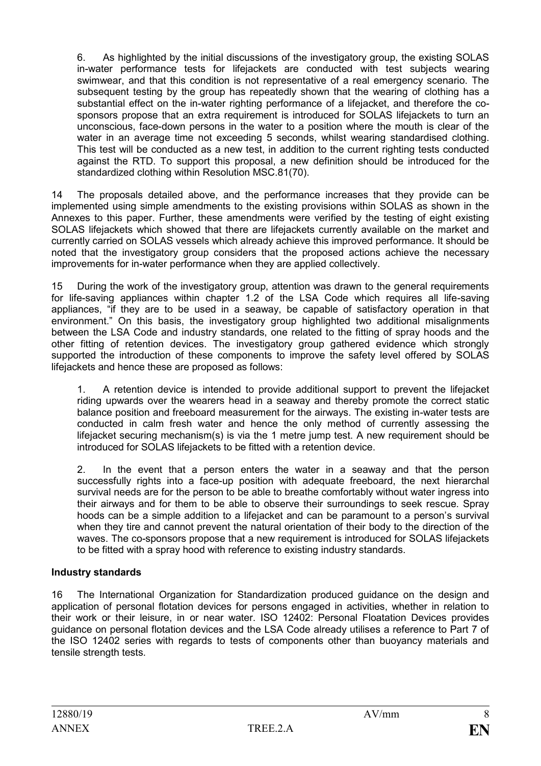6. As highlighted by the initial discussions of the investigatory group, the existing SOLAS in-water performance tests for lifejackets are conducted with test subjects wearing swimwear, and that this condition is not representative of a real emergency scenario. The subsequent testing by the group has repeatedly shown that the wearing of clothing has a substantial effect on the in-water righting performance of a lifejacket, and therefore the co-sponsors propose that an extra requirement is introduced for SOLAS lifejackets to turn an unconscious, face-down persons in the water to a position where the mouth is clear of the water in an average time not exceeding 5 seconds, whilst wearing standardised clothing. This test will be conducted as a new test, in addition to the current righting tests conducted against the RTD. To support this proposal, a new definition should be introduced for the standardized clothing within Resolution MSC.81(70).

14 The proposals detailed above, and the performance increases that they provide can be implemented using simple amendments to the existing provisions within SOLAS as shown in the Annexes to this paper. Further, these amendments were verified by the testing of eight existing SOLAS lifejackets which showed that there are lifejackets currently available on the market and currently carried on SOLAS vessels which already achieve this improved performance. It should be noted that the investigatory group considers that the proposed actions achieve the necessary improvements for in-water performance when they are applied collectively.

15 During the work of the investigatory group, attention was drawn to the general requirements for life-saving appliances within chapter 1.2 of the LSA Code which requires all life-saving appliances, "if they are to be used in a seaway, be capable of satisfactory operation in that environment." On this basis, the investigatory group highlighted two additional misalignments between the LSA Code and industry standards, one related to the fitting of spray hoods and the other fitting of retention devices. The investigatory group gathered evidence which strongly supported the introduction of these components to improve the safety level offered by SOLAS lifejackets and hence these are proposed as follows:

1. A retention device is intended to provide additional support to prevent the lifejacket riding upwards over the wearers head in a seaway and thereby promote the correct static balance position and freeboard measurement for the airways. The existing in-water tests are conducted in calm fresh water and hence the only method of currently assessing the lifejacket securing mechanism(s) is via the 1 metre jump test. A new requirement should be introduced for SOLAS lifejackets to be fitted with a retention device.

2. In the event that a person enters the water in a seaway and that the person successfully rights into a face-up position with adequate freeboard, the next hierarchal survival needs are for the person to be able to breathe comfortably without water ingress into their airways and for them to be able to observe their surroundings to seek rescue. Spray hoods can be a simple addition to a lifejacket and can be paramount to a person's survival when they tire and cannot prevent the natural orientation of their body to the direction of the waves. The co-sponsors propose that a new requirement is introduced for SOLAS lifejackets to be fitted with a spray hood with reference to existing industry standards.

**Industry standards**

16 The International Organization for Standardization produced guidance on the design and application of personal flotation devices for persons engaged in activities, whether in relation to their work or their leisure, in or near water. ISO 12402: Personal Floatation Devices provides guidance on personal flotation devices and the LSA Code already utilises a reference to Part 7 of the ISO 12402 series with regards to tests of components other than buoyancy materials and tensile strength tests.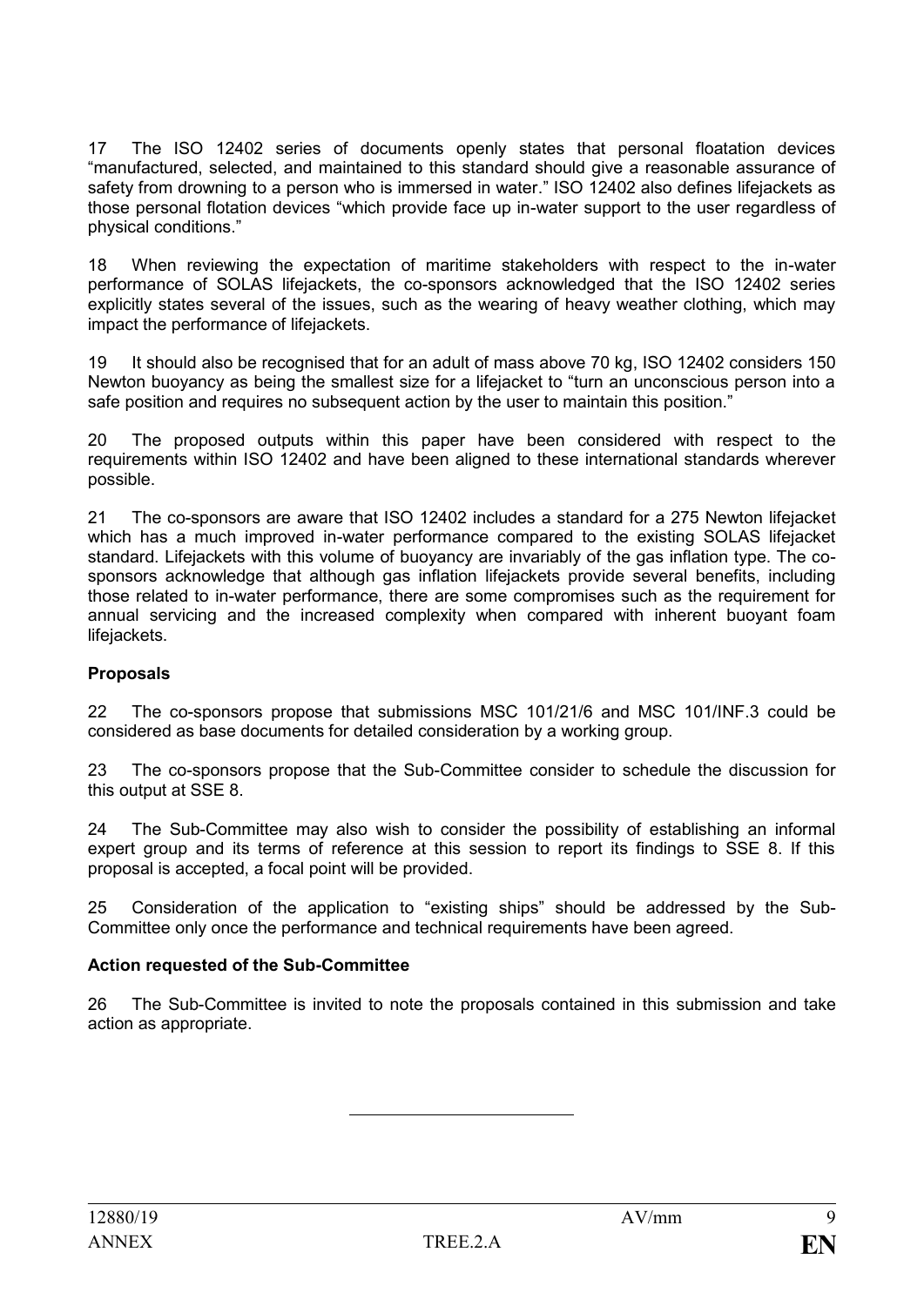17 The ISO 12402 series of documents openly states that personal floatation devices "manufactured, selected, and maintained to this standard should give a reasonable assurance of safety from drowning to a person who is immersed in water." ISO 12402 also defines lifejackets as those personal flotation devices "which provide face up in-water support to the user regardless of physical conditions."

18 When reviewing the expectation of maritime stakeholders with respect to the in-water performance of SOLAS lifejackets, the co-sponsors acknowledged that the ISO 12402 series explicitly states several of the issues, such as the wearing of heavy weather clothing, which may impact the performance of lifejackets.

19 It should also be recognised that for an adult of mass above 70 kg, ISO 12402 considers 150 Newton buoyancy as being the smallest size for a lifejacket to "turn an unconscious person into a safe position and requires no subsequent action by the user to maintain this position."

20 The proposed outputs within this paper have been considered with respect to the requirements within ISO 12402 and have been aligned to these international standards wherever possible.

21 The co-sponsors are aware that ISO 12402 includes a standard for a 275 Newton lifejacket which has a much improved in-water performance compared to the existing SOLAS lifejacket standard. Lifejackets with this volume of buoyancy are invariably of the gas inflation type. The co-sponsors acknowledge that although gas inflation lifejackets provide several benefits, including those related to in-water performance, there are some compromises such as the requirement for annual servicing and the increased complexity when compared with inherent buoyant foam lifejackets.

**Proposals**

22 The co-sponsors propose that submissions MSC 101/21/6 and MSC 101/INF.3 could be considered as base documents for detailed consideration by a working group.

23 The co-sponsors propose that the Sub-Committee consider to schedule the discussion for this output at SSE 8.

24 The Sub-Committee may also wish to consider the possibility of establishing an informal expert group and its terms of reference at this session to report its findings to SSE 8. If this proposal is accepted, a focal point will be provided.

25 Consideration of the application to "existing ships" should be addressed by the Sub-Committee only once the performance and technical requirements have been agreed.

**Action requested of the Sub-Committee**

26 The Sub-Committee is invited to note the proposals contained in this submission and take action as appropriate.